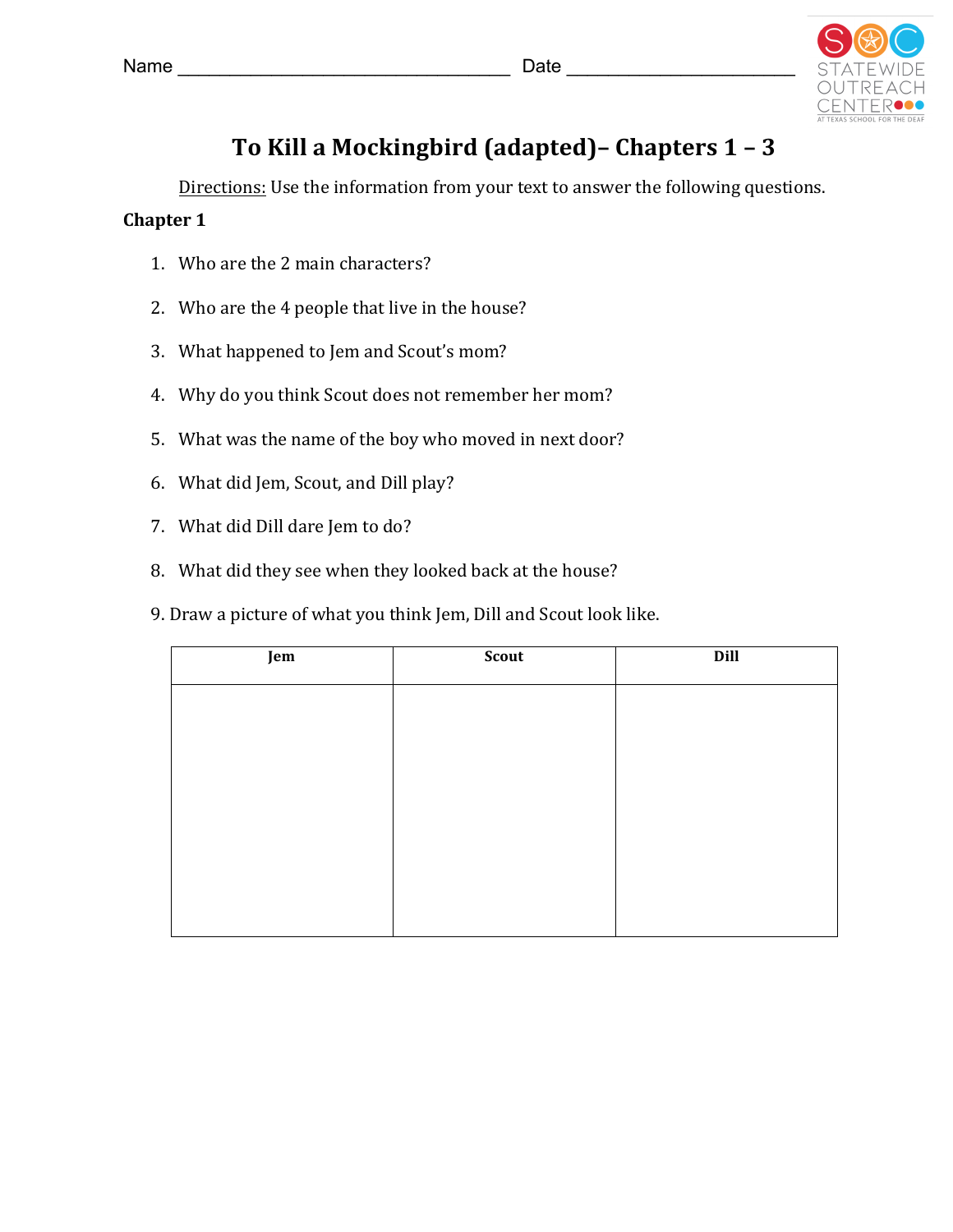Name ________________________________ Date ______________________

# To Kill a Mockingbird (adapted)– Chapters 1 – 3

Directions: Use the information from your text to answer the following questions.

**Chapter 1**

1. Who are the 2 main characters?
2. Who are the 4 people that live in the house?
3. What happened to Jem and Scout's mom?
4. Why do you think Scout does not remember her mom?
5. What was the name of the boy who moved in next door?
6. What did Jem, Scout, and Dill play?
7. What did Dill dare Jem to do?
8. What did they see when they looked back at the house?
9. Draw a picture of what you think Jem, Dill and Scout look like.

| Jem | Scout | Dill |
| --- | --- | --- |
| | | |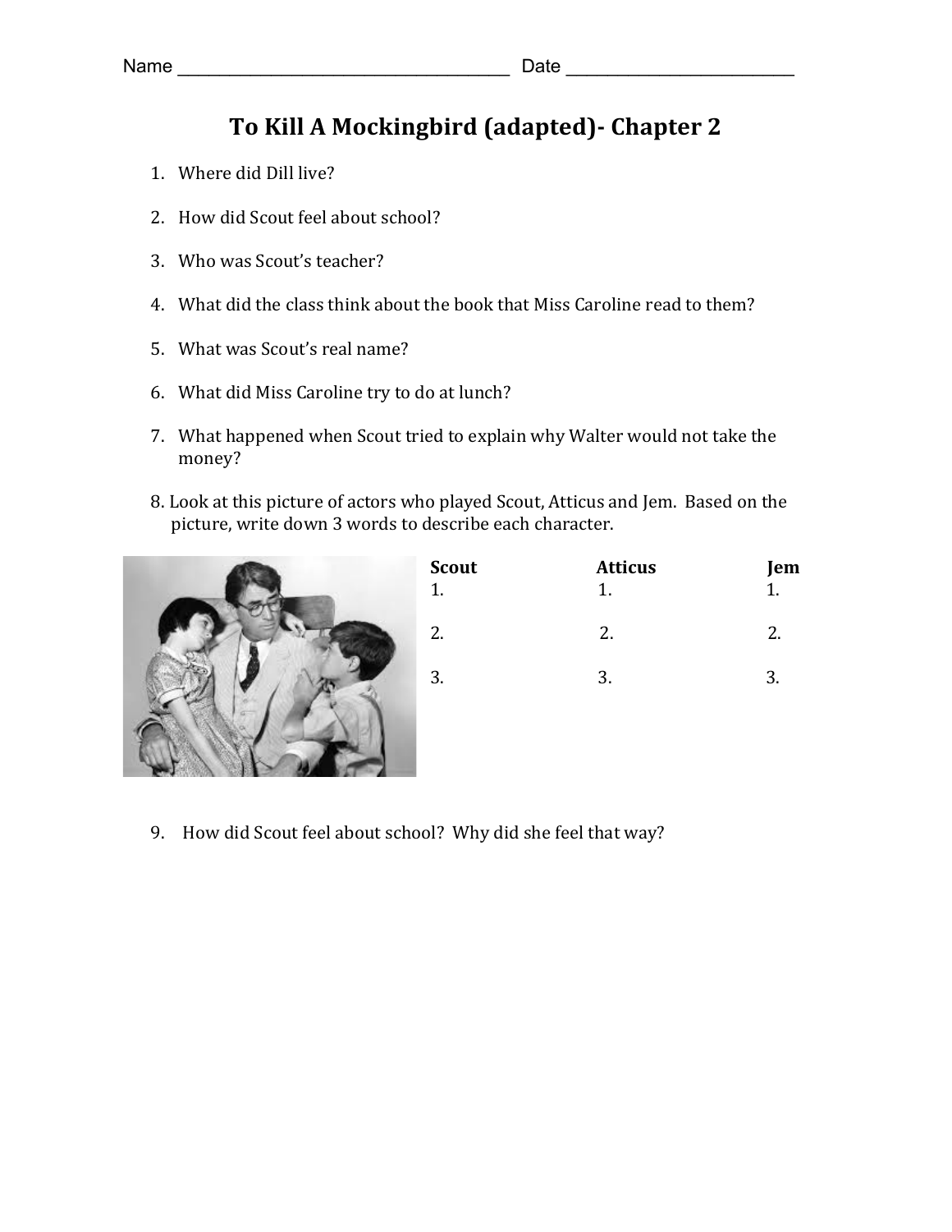Name ________________________________ Date ______________________

# To Kill A Mockingbird (adapted)- Chapter 2

1. Where did Dill live?

2. How did Scout feel about school?

3. Who was Scout's teacher?

4. What did the class think about the book that Miss Caroline read to them?

5. What was Scout's real name?

6. What did Miss Caroline try to do at lunch?

7. What happened when Scout tried to explain why Walter would not take the money?

8. Look at this picture of actors who played Scout, Atticus and Jem. Based on the picture, write down 3 words to describe each character.

| Scout | Atticus | Jem |
|---|---|---|
| 1. | 1. | 1. |
| 2. | 2. | 2. |
| 3. | 3. | 3. |

9. How did Scout feel about school? Why did she feel that way?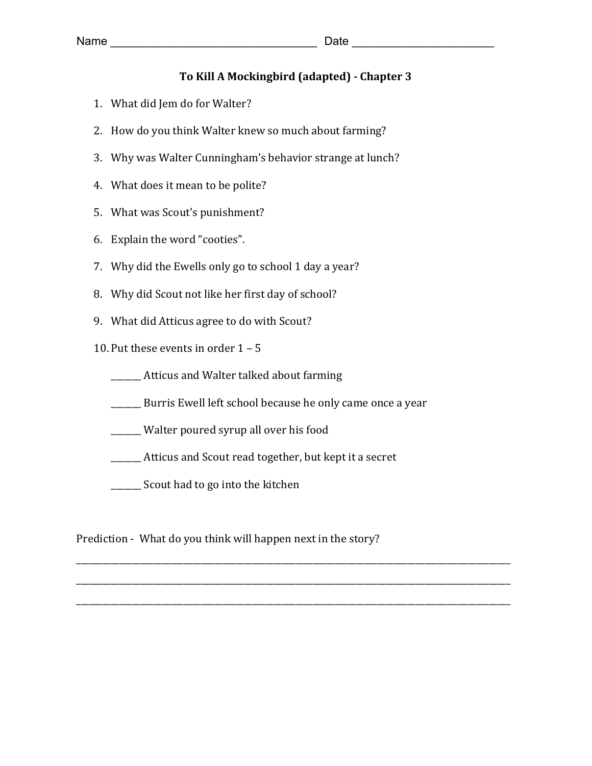Name ______________________________ Date ____________________

## To Kill A Mockingbird (adapted) - Chapter 3

1. What did Jem do for Walter?
2. How do you think Walter knew so much about farming?
3. Why was Walter Cunningham's behavior strange at lunch?
4. What does it mean to be polite?
5. What was Scout's punishment?
6. Explain the word "cooties".
7. Why did the Ewells only go to school 1 day a year?
8. Why did Scout not like her first day of school?
9. What did Atticus agree to do with Scout?
10. Put these events in order 1 – 5

    _______ Atticus and Walter talked about farming

    _______ Burris Ewell left school because he only came once a year

    _______ Walter poured syrup all over his food

    _______ Atticus and Scout read together, but kept it a secret

    _______ Scout had to go into the kitchen

Prediction - What do you think will happen next in the story?

_____________________________________________________________________________

_____________________________________________________________________________

_____________________________________________________________________________